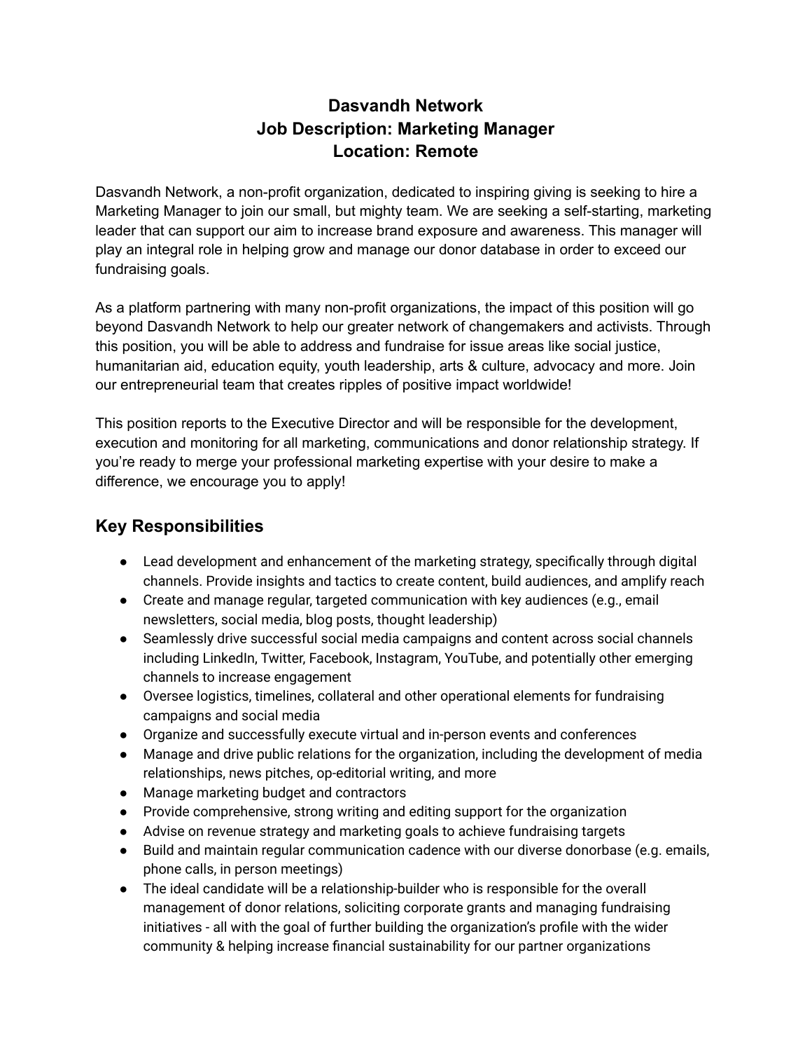# Dasvandh Network
# Job Description: Marketing Manager
# Location: Remote

Dasvandh Network, a non-profit organization, dedicated to inspiring giving is seeking to hire a Marketing Manager to join our small, but mighty team. We are seeking a self-starting, marketing leader that can support our aim to increase brand exposure and awareness. This manager will play an integral role in helping grow and manage our donor database in order to exceed our fundraising goals.

As a platform partnering with many non-profit organizations, the impact of this position will go beyond Dasvandh Network to help our greater network of changemakers and activists. Through this position, you will be able to address and fundraise for issue areas like social justice, humanitarian aid, education equity, youth leadership, arts & culture, advocacy and more. Join our entrepreneurial team that creates ripples of positive impact worldwide!

This position reports to the Executive Director and will be responsible for the development, execution and monitoring for all marketing, communications and donor relationship strategy. If you're ready to merge your professional marketing expertise with your desire to make a difference, we encourage you to apply!

## Key Responsibilities

- Lead development and enhancement of the marketing strategy, specifically through digital channels. Provide insights and tactics to create content, build audiences, and amplify reach
- Create and manage regular, targeted communication with key audiences (e.g., email newsletters, social media, blog posts, thought leadership)
- Seamlessly drive successful social media campaigns and content across social channels including LinkedIn, Twitter, Facebook, Instagram, YouTube, and potentially other emerging channels to increase engagement
- Oversee logistics, timelines, collateral and other operational elements for fundraising campaigns and social media
- Organize and successfully execute virtual and in-person events and conferences
- Manage and drive public relations for the organization, including the development of media relationships, news pitches, op-editorial writing, and more
- Manage marketing budget and contractors
- Provide comprehensive, strong writing and editing support for the organization
- Advise on revenue strategy and marketing goals to achieve fundraising targets
- Build and maintain regular communication cadence with our diverse donorbase (e.g. emails, phone calls, in person meetings)
- The ideal candidate will be a relationship-builder who is responsible for the overall management of donor relations, soliciting corporate grants and managing fundraising initiatives - all with the goal of further building the organization's profile with the wider community & helping increase financial sustainability for our partner organizations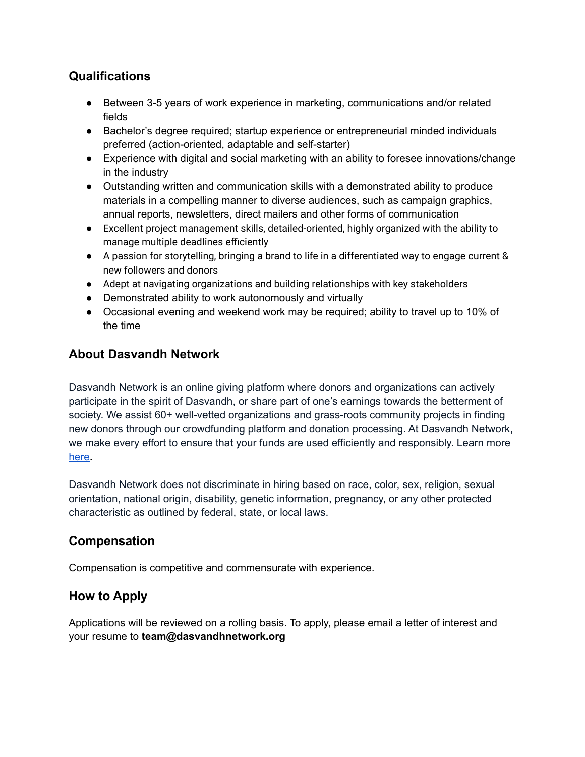## Qualifications

- Between 3-5 years of work experience in marketing, communications and/or related fields
- Bachelor's degree required; startup experience or entrepreneurial minded individuals preferred (action-oriented, adaptable and self-starter)
- Experience with digital and social marketing with an ability to foresee innovations/change in the industry
- Outstanding written and communication skills with a demonstrated ability to produce materials in a compelling manner to diverse audiences, such as campaign graphics, annual reports, newsletters, direct mailers and other forms of communication
- Excellent project management skills, detailed-oriented, highly organized with the ability to manage multiple deadlines efficiently
- A passion for storytelling, bringing a brand to life in a differentiated way to engage current & new followers and donors
- Adept at navigating organizations and building relationships with key stakeholders
- Demonstrated ability to work autonomously and virtually
- Occasional evening and weekend work may be required; ability to travel up to 10% of the time

## About Dasvandh Network

Dasvandh Network is an online giving platform where donors and organizations can actively participate in the spirit of Dasvandh, or share part of one's earnings towards the betterment of society. We assist 60+ well-vetted organizations and grass-roots community projects in finding new donors through our crowdfunding platform and donation processing. At Dasvandh Network, we make every effort to ensure that your funds are used efficiently and responsibly. Learn more here**.**

Dasvandh Network does not discriminate in hiring based on race, color, sex, religion, sexual orientation, national origin, disability, genetic information, pregnancy, or any other protected characteristic as outlined by federal, state, or local laws.

## Compensation

Compensation is competitive and commensurate with experience.

## How to Apply

Applications will be reviewed on a rolling basis. To apply, please email a letter of interest and your resume to **team@dasvandhnetwork.org**